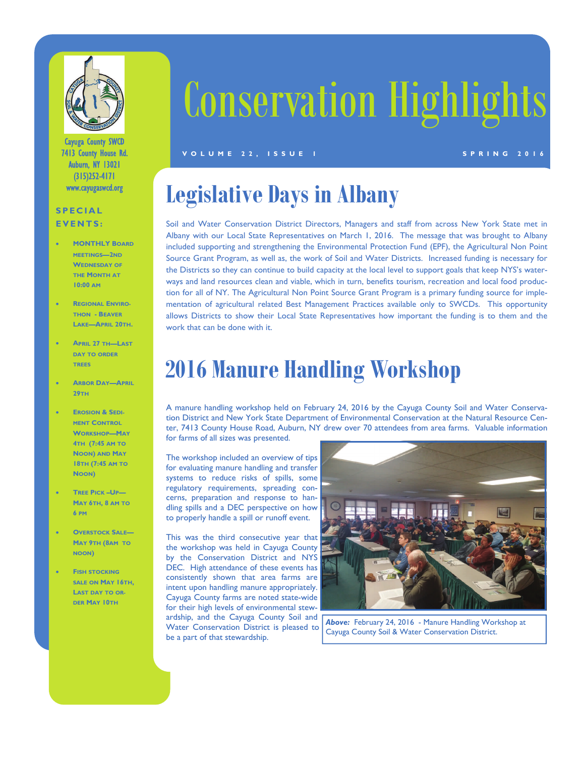# Conservation Highlights

VOLUME 22, ISSUE 1 — SPRING 2016

Cayuga County SWCD
7413 County House Rd.
Auburn, NY 13021
(315)252-4171
www.cayugaswcd.org

**SPECIAL EVENTS:**

- MONTHLY BOARD MEETINGS—2ND WEDNESDAY OF THE MONTH AT 10:00 AM
- REGIONAL ENVIRO-THON - BEAVER LAKE—APRIL 20TH.
- APRIL 27 TH—LAST DAY TO ORDER TREES
- ARBOR DAY—APRIL 29TH
- EROSION & SEDIMENT CONTROL WORKSHOP—MAY 4TH (7:45 AM TO NOON) AND MAY 18TH (7:45 AM TO NOON)
- TREE PICK –UP—MAY 6TH, 8 AM TO 6 PM
- OVERSTOCK SALE—MAY 9TH (8AM TO NOON)
- FISH STOCKING SALE ON MAY 16TH, LAST DAY TO ORDER MAY 10TH

## Legislative Days in Albany

Soil and Water Conservation District Directors, Managers and staff from across New York State met in Albany with our Local State Representatives on March 1, 2016. The message that was brought to Albany included supporting and strengthening the Environmental Protection Fund (EPF), the Agricultural Non Point Source Grant Program, as well as, the work of Soil and Water Districts. Increased funding is necessary for the Districts so they can continue to build capacity at the local level to support goals that keep NYS's waterways and land resources clean and viable, which in turn, benefits tourism, recreation and local food production for all of NY. The Agricultural Non Point Source Grant Program is a primary funding source for implementation of agricultural related Best Management Practices available only to SWCDs. This opportunity allows Districts to show their Local State Representatives how important the funding is to them and the work that can be done with it.

## 2016 Manure Handling Workshop

A manure handling workshop held on February 24, 2016 by the Cayuga County Soil and Water Conservation District and New York State Department of Environmental Conservation at the Natural Resource Center, 7413 County House Road, Auburn, NY drew over 70 attendees from area farms. Valuable information for farms of all sizes was presented.

The workshop included an overview of tips for evaluating manure handling and transfer systems to reduce risks of spills, some regulatory requirements, spreading concerns, preparation and response to handling spills and a DEC perspective on how to properly handle a spill or runoff event.

This was the third consecutive year that the workshop was held in Cayuga County by the Conservation District and NYS DEC. High attendance of these events has consistently shown that area farms are intent upon handling manure appropriately. Cayuga County farms are noted state-wide for their high levels of environmental stewardship, and the Cayuga County Soil and Water Conservation District is pleased to be a part of that stewardship.

***Above:*** February 24, 2016 - Manure Handling Workshop at Cayuga County Soil & Water Conservation District.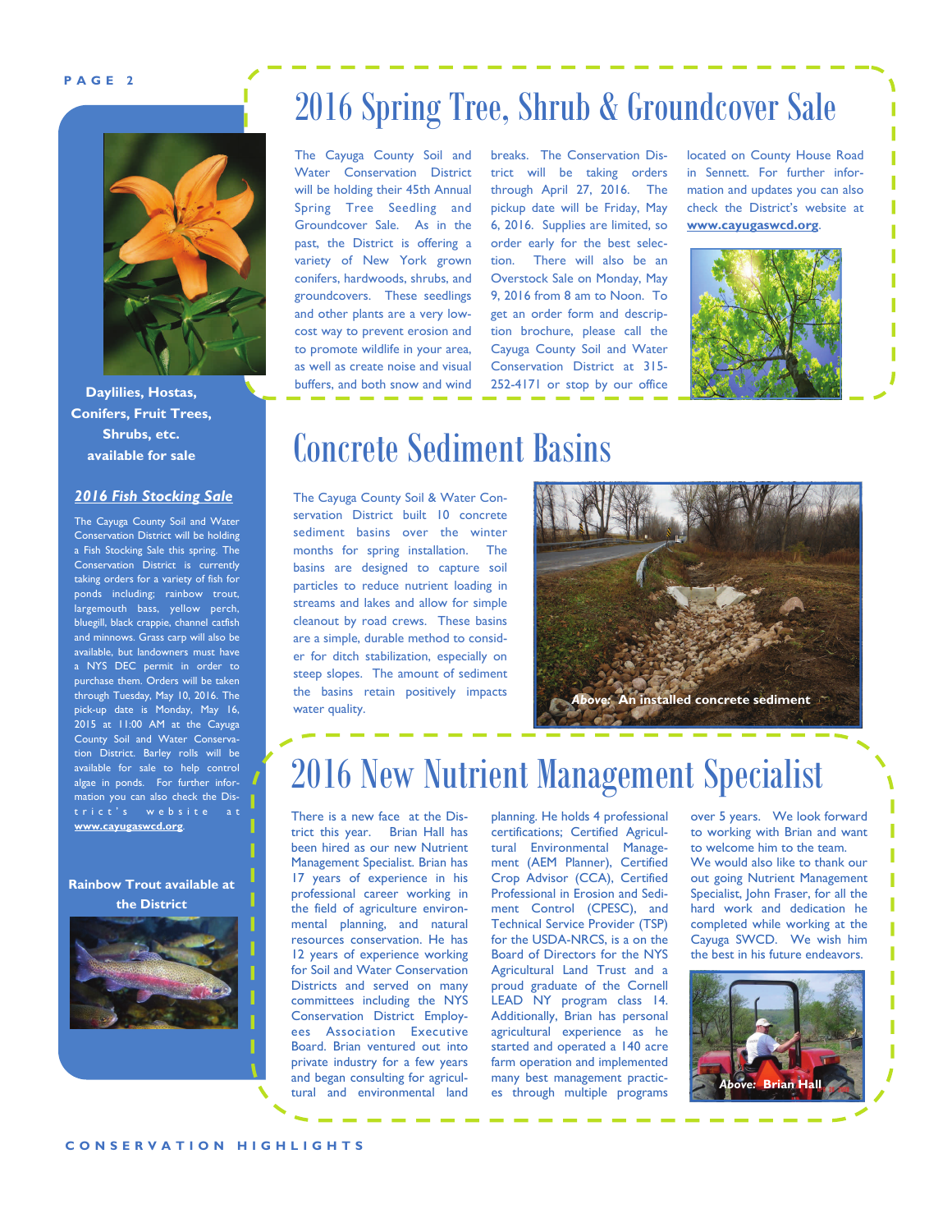# 2016 Spring Tree, Shrub & Groundcover Sale

The Cayuga County Soil and Water Conservation District will be holding their 45th Annual Spring Tree Seedling and Groundcover Sale. As in the past, the District is offering a variety of New York grown conifers, hardwoods, shrubs, and groundcovers. These seedlings and other plants are a very low-cost way to prevent erosion and to promote wildlife in your area, as well as create noise and visual buffers, and both snow and wind breaks. The Conservation District will be taking orders through April 27, 2016. The pickup date will be Friday, May 6, 2016. Supplies are limited, so order early for the best selection. There will also be an Overstock Sale on Monday, May 9, 2016 from 8 am to Noon. To get an order form and description brochure, please call the Cayuga County Soil and Water Conservation District at 315-252-4171 or stop by our office located on County House Road in Sennett. For further information and updates you can also check the District's website at **www.cayugaswcd.org**.

**Daylilies, Hostas, Conifers, Fruit Trees, Shrubs, etc. available for sale**

## *2016 Fish Stocking Sale*

The Cayuga County Soil and Water Conservation District will be holding a Fish Stocking Sale this spring. The Conservation District is currently taking orders for a variety of fish for ponds including; rainbow trout, largemouth bass, yellow perch, bluegill, black crappie, channel catfish and minnows. Grass carp will also be available, but landowners must have a NYS DEC permit in order to purchase them. Orders will be taken through Tuesday, May 10, 2016. The pick-up date is Monday, May 16, 2015 at 11:00 AM at the Cayuga County Soil and Water Conservation District. Barley rolls will be available for sale to help control algae in ponds. For further information you can also check the District's website at **www.cayugaswcd.org**.

**Rainbow Trout available at the District**

# Concrete Sediment Basins

The Cayuga County Soil & Water Conservation District built 10 concrete sediment basins over the winter months for spring installation. The basins are designed to capture soil particles to reduce nutrient loading in streams and lakes and allow for simple cleanout by road crews. These basins are a simple, durable method to consider for ditch stabilization, especially on steep slopes. The amount of sediment the basins retain positively impacts water quality.

***Above:*** **An installed concrete sediment**

# 2016 New Nutrient Management Specialist

There is a new face at the District this year. Brian Hall has been hired as our new Nutrient Management Specialist. Brian has 17 years of experience in his professional career working in the field of agriculture environmental planning, and natural resources conservation. He has 12 years of experience working for Soil and Water Conservation Districts and served on many committees including the NYS Conservation District Employees Association Executive Board. Brian ventured out into private industry for a few years and began consulting for agricultural and environmental land planning. He holds 4 professional certifications; Certified Agricultural Environmental Management (AEM Planner), Certified Crop Advisor (CCA), Certified Professional in Erosion and Sediment Control (CPESC), and Technical Service Provider (TSP) for the USDA-NRCS, is a on the Board of Directors for the NYS Agricultural Land Trust and a proud graduate of the Cornell LEAD NY program class 14. Additionally, Brian has personal agricultural experience as he started and operated a 140 acre farm operation and implemented many best management practices through multiple programs over 5 years. We look forward to working with Brian and want to welcome him to the team.

We would also like to thank our out going Nutrient Management Specialist, John Fraser, for all the hard work and dedication he completed while working at the Cayuga SWCD. We wish him the best in his future endeavors.

***Above:*** **Brian Hall**